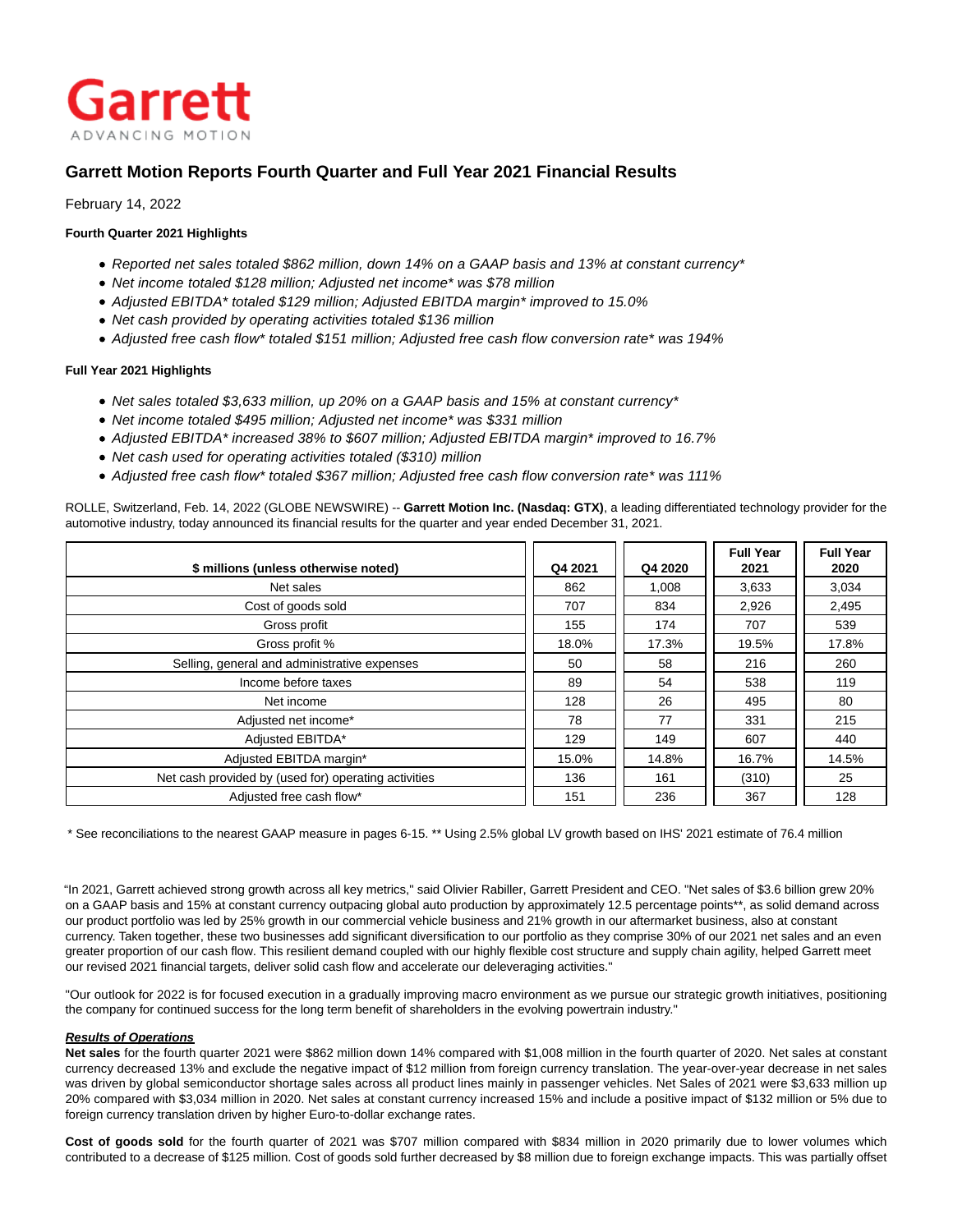Garrett
ADVANCING MOTION

# Garrett Motion Reports Fourth Quarter and Full Year 2021 Financial Results

February 14, 2022

**Fourth Quarter 2021 Highlights**

- *Reported net sales totaled $862 million, down 14% on a GAAP basis and 13% at constant currency**
- *Net income totaled $128 million; Adjusted net income* was $78 million*
- *Adjusted EBITDA* totaled $129 million; Adjusted EBITDA margin* improved to 15.0%*
- *Net cash provided by operating activities totaled $136 million*
- *Adjusted free cash flow* totaled $151 million; Adjusted free cash flow conversion rate* was 194%*

**Full Year 2021 Highlights**

- *Net sales totaled $3,633 million, up 20% on a GAAP basis and 15% at constant currency**
- *Net income totaled $495 million; Adjusted net income* was $331 million*
- *Adjusted EBITDA* increased 38% to $607 million; Adjusted EBITDA margin* improved to 16.7%*
- *Net cash used for operating activities totaled ($310) million*
- *Adjusted free cash flow* totaled $367 million; Adjusted free cash flow conversion rate* was 111%*

ROLLE, Switzerland, Feb. 14, 2022 (GLOBE NEWSWIRE) -- **Garrett Motion Inc. (Nasdaq: GTX)**, a leading differentiated technology provider for the automotive industry, today announced its financial results for the quarter and year ended December 31, 2021.

| $ millions (unless otherwise noted) | Q4 2021 | Q4 2020 | Full Year 2021 | Full Year 2020 |
|---|---|---|---|---|
| Net sales | 862 | 1,008 | 3,633 | 3,034 |
| Cost of goods sold | 707 | 834 | 2,926 | 2,495 |
| Gross profit | 155 | 174 | 707 | 539 |
| Gross profit % | 18.0% | 17.3% | 19.5% | 17.8% |
| Selling, general and administrative expenses | 50 | 58 | 216 | 260 |
| Income before taxes | 89 | 54 | 538 | 119 |
| Net income | 128 | 26 | 495 | 80 |
| Adjusted net income* | 78 | 77 | 331 | 215 |
| Adjusted EBITDA* | 129 | 149 | 607 | 440 |
| Adjusted EBITDA margin* | 15.0% | 14.8% | 16.7% | 14.5% |
| Net cash provided by (used for) operating activities | 136 | 161 | (310) | 25 |
| Adjusted free cash flow* | 151 | 236 | 367 | 128 |

\* See reconciliations to the nearest GAAP measure in pages 6-15. ** Using 2.5% global LV growth based on IHS' 2021 estimate of 76.4 million

"In 2021, Garrett achieved strong growth across all key metrics," said Olivier Rabiller, Garrett President and CEO. "Net sales of $3.6 billion grew 20% on a GAAP basis and 15% at constant currency outpacing global auto production by approximately 12.5 percentage points**, as solid demand across our product portfolio was led by 25% growth in our commercial vehicle business and 21% growth in our aftermarket business, also at constant currency. Taken together, these two businesses add significant diversification to our portfolio as they comprise 30% of our 2021 net sales and an even greater proportion of our cash flow. This resilient demand coupled with our highly flexible cost structure and supply chain agility, helped Garrett meet our revised 2021 financial targets, deliver solid cash flow and accelerate our deleveraging activities."

"Our outlook for 2022 is for focused execution in a gradually improving macro environment as we pursue our strategic growth initiatives, positioning the company for continued success for the long term benefit of shareholders in the evolving powertrain industry."

***Results of Operations***

**Net sales** for the fourth quarter 2021 were $862 million down 14% compared with $1,008 million in the fourth quarter of 2020. Net sales at constant currency decreased 13% and exclude the negative impact of $12 million from foreign currency translation. The year-over-year decrease in net sales was driven by global semiconductor shortage sales across all product lines mainly in passenger vehicles. Net Sales of 2021 were $3,633 million up 20% compared with $3,034 million in 2020. Net sales at constant currency increased 15% and include a positive impact of $132 million or 5% due to foreign currency translation driven by higher Euro-to-dollar exchange rates.

**Cost of goods sold** for the fourth quarter of 2021 was $707 million compared with $834 million in 2020 primarily due to lower volumes which contributed to a decrease of $125 million. Cost of goods sold further decreased by $8 million due to foreign exchange impacts. This was partially offset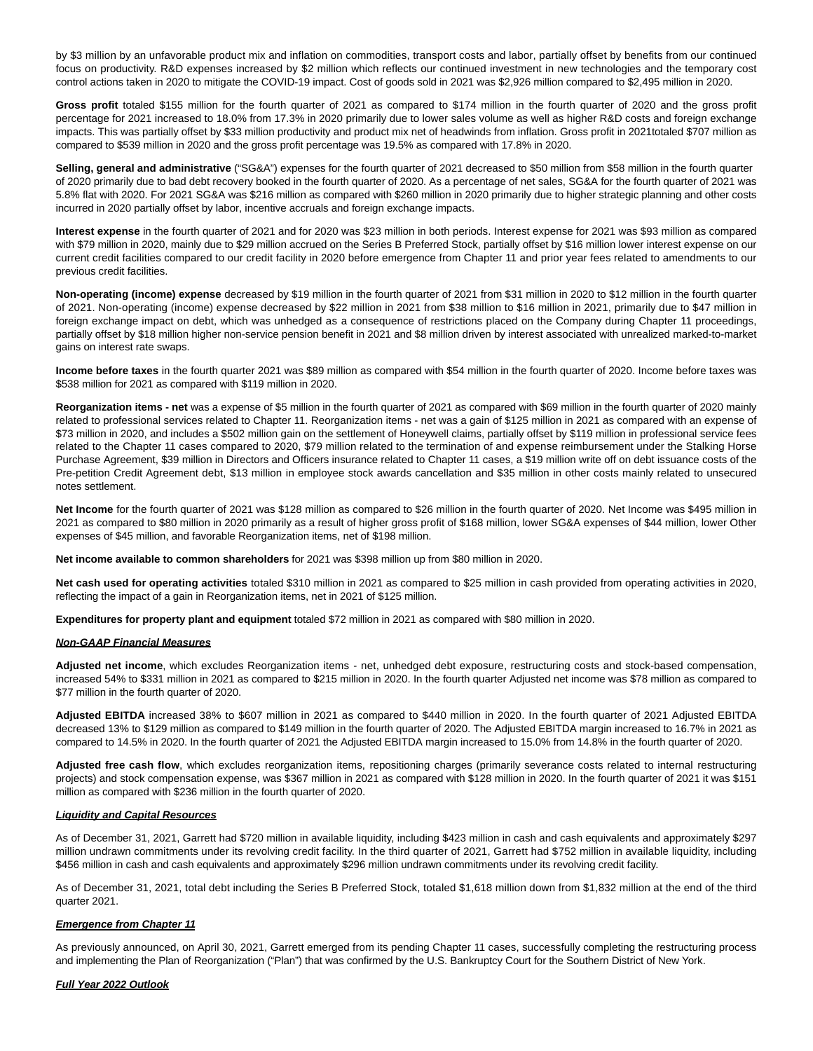by $3 million by an unfavorable product mix and inflation on commodities, transport costs and labor, partially offset by benefits from our continued focus on productivity. R&D expenses increased by $2 million which reflects our continued investment in new technologies and the temporary cost control actions taken in 2020 to mitigate the COVID-19 impact. Cost of goods sold in 2021 was $2,926 million compared to $2,495 million in 2020.

**Gross profit** totaled $155 million for the fourth quarter of 2021 as compared to $174 million in the fourth quarter of 2020 and the gross profit percentage for 2021 increased to 18.0% from 17.3% in 2020 primarily due to lower sales volume as well as higher R&D costs and foreign exchange impacts. This was partially offset by $33 million productivity and product mix net of headwinds from inflation. Gross profit in 2021totaled $707 million as compared to $539 million in 2020 and the gross profit percentage was 19.5% as compared with 17.8% in 2020.

**Selling, general and administrative** ("SG&A") expenses for the fourth quarter of 2021 decreased to $50 million from $58 million in the fourth quarter of 2020 primarily due to bad debt recovery booked in the fourth quarter of 2020. As a percentage of net sales, SG&A for the fourth quarter of 2021 was 5.8% flat with 2020. For 2021 SG&A was $216 million as compared with $260 million in 2020 primarily due to higher strategic planning and other costs incurred in 2020 partially offset by labor, incentive accruals and foreign exchange impacts.

**Interest expense** in the fourth quarter of 2021 and for 2020 was $23 million in both periods. Interest expense for 2021 was $93 million as compared with $79 million in 2020, mainly due to $29 million accrued on the Series B Preferred Stock, partially offset by $16 million lower interest expense on our current credit facilities compared to our credit facility in 2020 before emergence from Chapter 11 and prior year fees related to amendments to our previous credit facilities.

**Non-operating (income) expense** decreased by $19 million in the fourth quarter of 2021 from $31 million in 2020 to $12 million in the fourth quarter of 2021. Non-operating (income) expense decreased by $22 million in 2021 from $38 million to $16 million in 2021, primarily due to $47 million in foreign exchange impact on debt, which was unhedged as a consequence of restrictions placed on the Company during Chapter 11 proceedings, partially offset by $18 million higher non-service pension benefit in 2021 and $8 million driven by interest associated with unrealized marked-to-market gains on interest rate swaps.

**Income before taxes** in the fourth quarter 2021 was $89 million as compared with $54 million in the fourth quarter of 2020. Income before taxes was $538 million for 2021 as compared with $119 million in 2020.

**Reorganization items - net** was a expense of $5 million in the fourth quarter of 2021 as compared with $69 million in the fourth quarter of 2020 mainly related to professional services related to Chapter 11. Reorganization items - net was a gain of $125 million in 2021 as compared with an expense of $73 million in 2020, and includes a $502 million gain on the settlement of Honeywell claims, partially offset by $119 million in professional service fees related to the Chapter 11 cases compared to 2020, $79 million related to the termination of and expense reimbursement under the Stalking Horse Purchase Agreement, $39 million in Directors and Officers insurance related to Chapter 11 cases, a $19 million write off on debt issuance costs of the Pre-petition Credit Agreement debt, $13 million in employee stock awards cancellation and $35 million in other costs mainly related to unsecured notes settlement.

**Net Income** for the fourth quarter of 2021 was $128 million as compared to $26 million in the fourth quarter of 2020. Net Income was $495 million in 2021 as compared to $80 million in 2020 primarily as a result of higher gross profit of $168 million, lower SG&A expenses of $44 million, lower Other expenses of $45 million, and favorable Reorganization items, net of $198 million.

**Net income available to common shareholders** for 2021 was $398 million up from $80 million in 2020.

**Net cash used for operating activities** totaled $310 million in 2021 as compared to $25 million in cash provided from operating activities in 2020, reflecting the impact of a gain in Reorganization items, net in 2021 of $125 million.

**Expenditures for property plant and equipment** totaled $72 million in 2021 as compared with $80 million in 2020.

***Non-GAAP Financial Measures***

**Adjusted net income**, which excludes Reorganization items - net, unhedged debt exposure, restructuring costs and stock-based compensation, increased 54% to $331 million in 2021 as compared to $215 million in 2020. In the fourth quarter Adjusted net income was $78 million as compared to $77 million in the fourth quarter of 2020.

**Adjusted EBITDA** increased 38% to $607 million in 2021 as compared to $440 million in 2020. In the fourth quarter of 2021 Adjusted EBITDA decreased 13% to $129 million as compared to $149 million in the fourth quarter of 2020. The Adjusted EBITDA margin increased to 16.7% in 2021 as compared to 14.5% in 2020. In the fourth quarter of 2021 the Adjusted EBITDA margin increased to 15.0% from 14.8% in the fourth quarter of 2020.

**Adjusted free cash flow**, which excludes reorganization items, repositioning charges (primarily severance costs related to internal restructuring projects) and stock compensation expense, was $367 million in 2021 as compared with $128 million in 2020. In the fourth quarter of 2021 it was $151 million as compared with $236 million in the fourth quarter of 2020.

***Liquidity and Capital Resources***

As of December 31, 2021, Garrett had $720 million in available liquidity, including $423 million in cash and cash equivalents and approximately $297 million undrawn commitments under its revolving credit facility. In the third quarter of 2021, Garrett had $752 million in available liquidity, including $456 million in cash and cash equivalents and approximately $296 million undrawn commitments under its revolving credit facility.

As of December 31, 2021, total debt including the Series B Preferred Stock, totaled $1,618 million down from $1,832 million at the end of the third quarter 2021.

***Emergence from Chapter 11***

As previously announced, on April 30, 2021, Garrett emerged from its pending Chapter 11 cases, successfully completing the restructuring process and implementing the Plan of Reorganization ("Plan") that was confirmed by the U.S. Bankruptcy Court for the Southern District of New York.

***Full Year 2022 Outlook***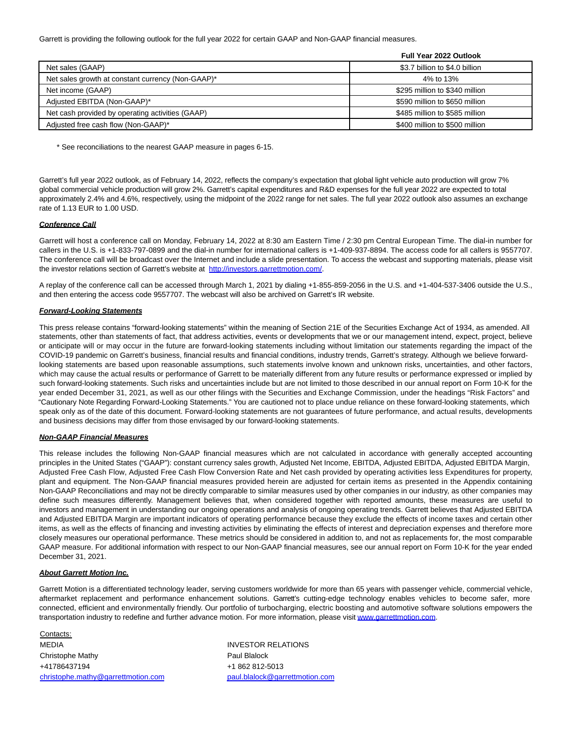Garrett is providing the following outlook for the full year 2022 for certain GAAP and Non-GAAP financial measures.

| | Full Year 2022 Outlook |
|---|---|
| Net sales (GAAP) | $3.7 billion to $4.0 billion |
| Net sales growth at constant currency (Non-GAAP)* | 4% to 13% |
| Net income (GAAP) | $295 million to $340 million |
| Adjusted EBITDA (Non-GAAP)* | $590 million to $650 million |
| Net cash provided by operating activities (GAAP) | $485 million to $585 million |
| Adjusted free cash flow (Non-GAAP)* | $400 million to $500 million |

\* See reconciliations to the nearest GAAP measure in pages 6-15.

Garrett's full year 2022 outlook, as of February 14, 2022, reflects the company's expectation that global light vehicle auto production will grow 7% global commercial vehicle production will grow 2%. Garrett's capital expenditures and R&D expenses for the full year 2022 are expected to total approximately 2.4% and 4.6%, respectively, using the midpoint of the 2022 range for net sales. The full year 2022 outlook also assumes an exchange rate of 1.13 EUR to 1.00 USD.

***Conference Call***

Garrett will host a conference call on Monday, February 14, 2022 at 8:30 am Eastern Time / 2:30 pm Central European Time. The dial-in number for callers in the U.S. is +1-833-797-0899 and the dial-in number for international callers is +1-409-937-8894. The access code for all callers is 9557707. The conference call will be broadcast over the Internet and include a slide presentation. To access the webcast and supporting materials, please visit the investor relations section of Garrett's website at http://investors.garrettmotion.com/.

A replay of the conference call can be accessed through March 1, 2021 by dialing +1-855-859-2056 in the U.S. and +1-404-537-3406 outside the U.S., and then entering the access code 9557707. The webcast will also be archived on Garrett's IR website.

***Forward-Looking Statements***

This press release contains "forward-looking statements" within the meaning of Section 21E of the Securities Exchange Act of 1934, as amended. All statements, other than statements of fact, that address activities, events or developments that we or our management intend, expect, project, believe or anticipate will or may occur in the future are forward-looking statements including without limitation our statements regarding the impact of the COVID-19 pandemic on Garrett's business, financial results and financial conditions, industry trends, Garrett's strategy. Although we believe forward-looking statements are based upon reasonable assumptions, such statements involve known and unknown risks, uncertainties, and other factors, which may cause the actual results or performance of Garrett to be materially different from any future results or performance expressed or implied by such forward-looking statements. Such risks and uncertainties include but are not limited to those described in our annual report on Form 10-K for the year ended December 31, 2021, as well as our other filings with the Securities and Exchange Commission, under the headings "Risk Factors" and "Cautionary Note Regarding Forward-Looking Statements." You are cautioned not to place undue reliance on these forward-looking statements, which speak only as of the date of this document. Forward-looking statements are not guarantees of future performance, and actual results, developments and business decisions may differ from those envisaged by our forward-looking statements.

***Non-GAAP Financial Measures***

This release includes the following Non-GAAP financial measures which are not calculated in accordance with generally accepted accounting principles in the United States ("GAAP"): constant currency sales growth, Adjusted Net Income, EBITDA, Adjusted EBITDA, Adjusted EBITDA Margin, Adjusted Free Cash Flow, Adjusted Free Cash Flow Conversion Rate and Net cash provided by operating activities less Expenditures for property, plant and equipment. The Non-GAAP financial measures provided herein are adjusted for certain items as presented in the Appendix containing Non-GAAP Reconciliations and may not be directly comparable to similar measures used by other companies in our industry, as other companies may define such measures differently. Management believes that, when considered together with reported amounts, these measures are useful to investors and management in understanding our ongoing operations and analysis of ongoing operating trends. Garrett believes that Adjusted EBITDA and Adjusted EBITDA Margin are important indicators of operating performance because they exclude the effects of income taxes and certain other items, as well as the effects of financing and investing activities by eliminating the effects of interest and depreciation expenses and therefore more closely measures our operational performance. These metrics should be considered in addition to, and not as replacements for, the most comparable GAAP measure. For additional information with respect to our Non-GAAP financial measures, see our annual report on Form 10-K for the year ended December 31, 2021.

***About Garrett Motion Inc.***

Garrett Motion is a differentiated technology leader, serving customers worldwide for more than 65 years with passenger vehicle, commercial vehicle, aftermarket replacement and performance enhancement solutions. Garrett's cutting-edge technology enables vehicles to become safer, more connected, efficient and environmentally friendly. Our portfolio of turbocharging, electric boosting and automotive software solutions empowers the transportation industry to redefine and further advance motion. For more information, please visit www.garrettmotion.com.

Contacts:

| MEDIA | INVESTOR RELATIONS |
|---|---|
| Christophe Mathy | Paul Blalock |
| +41786437194 | +1 862 812-5013 |
| christophe.mathy@garrettmotion.com | paul.blalock@garrettmotion.com |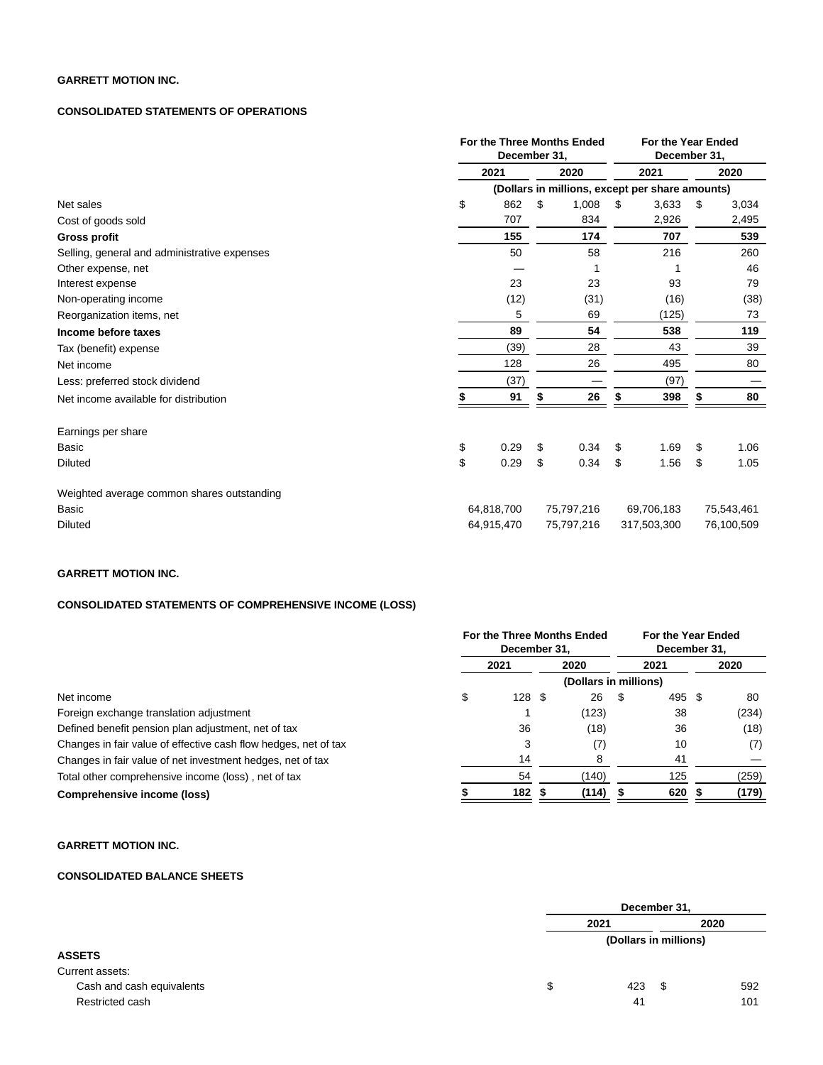**GARRETT MOTION INC.**

**CONSOLIDATED STATEMENTS OF OPERATIONS**

| | For the Three Months Ended December 31, | | For the Year Ended December 31, | |
|---|---|---|---|---|
| | 2021 | 2020 | 2021 | 2020 |
| | (Dollars in millions, except per share amounts) | | | |
| Net sales | $ 862 | $ 1,008 | $ 3,633 | $ 3,034 |
| Cost of goods sold | 707 | 834 | 2,926 | 2,495 |
| **Gross profit** | **155** | **174** | **707** | **539** |
| Selling, general and administrative expenses | 50 | 58 | 216 | 260 |
| Other expense, net | — | 1 | 1 | 46 |
| Interest expense | 23 | 23 | 93 | 79 |
| Non-operating income | (12) | (31) | (16) | (38) |
| Reorganization items, net | 5 | 69 | (125) | 73 |
| **Income before taxes** | **89** | **54** | **538** | **119** |
| Tax (benefit) expense | (39) | 28 | 43 | 39 |
| Net income | 128 | 26 | 495 | 80 |
| Less: preferred stock dividend | (37) | — | (97) | — |
| Net income available for distribution | **$ 91** | **$ 26** | **$ 398** | **$ 80** |
| | | | | |
| Earnings per share | | | | |
| Basic | $ 0.29 | $ 0.34 | $ 1.69 | $ 1.06 |
| Diluted | $ 0.29 | $ 0.34 | $ 1.56 | $ 1.05 |
| | | | | |
| Weighted average common shares outstanding | | | | |
| Basic | 64,818,700 | 75,797,216 | 69,706,183 | 75,543,461 |
| Diluted | 64,915,470 | 75,797,216 | 317,503,300 | 76,100,509 |

**GARRETT MOTION INC.**

**CONSOLIDATED STATEMENTS OF COMPREHENSIVE INCOME (LOSS)**

| | For the Three Months Ended December 31, | | For the Year Ended December 31, | |
|---|---|---|---|---|
| | 2021 | 2020 | 2021 | 2020 |
| | (Dollars in millions) | | | |
| Net income | $ 128 | $ 26 | $ 495 | $ 80 |
| Foreign exchange translation adjustment | 1 | (123) | 38 | (234) |
| Defined benefit pension plan adjustment, net of tax | 36 | (18) | 36 | (18) |
| Changes in fair value of effective cash flow hedges, net of tax | 3 | (7) | 10 | (7) |
| Changes in fair value of net investment hedges, net of tax | 14 | 8 | 41 | — |
| Total other comprehensive income (loss) , net of tax | 54 | (140) | 125 | (259) |
| **Comprehensive income (loss)** | **$ 182** | **$ (114)** | **$ 620** | **$ (179)** |

**GARRETT MOTION INC.**

**CONSOLIDATED BALANCE SHEETS**

| | December 31, | |
|---|---|---|
| | 2021 | 2020 |
| | (Dollars in millions) | |
| **ASSETS** | | |
| Current assets: | | |
| Cash and cash equivalents | $ 423 | $ 592 |
| Restricted cash | 41 | 101 |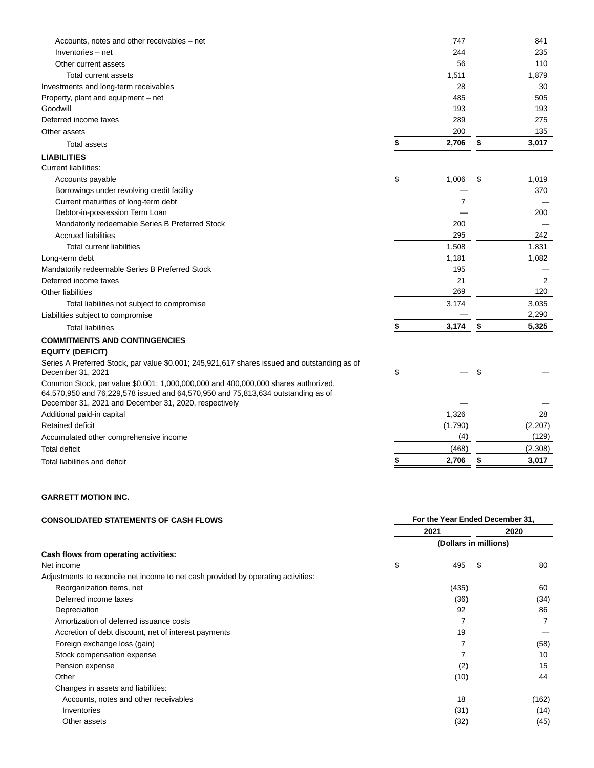| | | |
|---|---|---|
| Accounts, notes and other receivables – net | 747 | 841 |
| Inventories – net | 244 | 235 |
| Other current assets | 56 | 110 |
| Total current assets | 1,511 | 1,879 |
| Investments and long-term receivables | 28 | 30 |
| Property, plant and equipment – net | 485 | 505 |
| Goodwill | 193 | 193 |
| Deferred income taxes | 289 | 275 |
| Other assets | 200 | 135 |
| Total assets | **$ 2,706** | **$ 3,017** |
| **LIABILITIES** | | |
| Current liabilities: | | |
| Accounts payable | $ 1,006 | $ 1,019 |
| Borrowings under revolving credit facility | — | 370 |
| Current maturities of long-term debt | 7 | — |
| Debtor-in-possession Term Loan | — | 200 |
| Mandatorily redeemable Series B Preferred Stock | 200 | — |
| Accrued liabilities | 295 | 242 |
| Total current liabilities | 1,508 | 1,831 |
| Long-term debt | 1,181 | 1,082 |
| Mandatorily redeemable Series B Preferred Stock | 195 | — |
| Deferred income taxes | 21 | 2 |
| Other liabilities | 269 | 120 |
| Total liabilities not subject to compromise | 3,174 | 3,035 |
| Liabilities subject to compromise | — | 2,290 |
| Total liabilities | **$ 3,174** | **$ 5,325** |
| **COMMITMENTS AND CONTINGENCIES** | | |
| **EQUITY (DEFICIT)** | | |
| Series A Preferred Stock, par value $0.001; 245,921,617 shares issued and outstanding as of December 31, 2021 | $ — | $ — |
| Common Stock, par value $0.001; 1,000,000,000 and 400,000,000 shares authorized, 64,570,950 and 76,229,578 issued and 64,570,950 and 75,813,634 outstanding as of December 31, 2021 and December 31, 2020, respectively | — | — |
| Additional paid-in capital | 1,326 | 28 |
| Retained deficit | (1,790) | (2,207) |
| Accumulated other comprehensive income | (4) | (129) |
| Total deficit | (468) | (2,308) |
| Total liabilities and deficit | **$ 2,706** | **$ 3,017** |

**GARRETT MOTION INC.**

**CONSOLIDATED STATEMENTS OF CASH FLOWS**

| | For the Year Ended December 31, | |
|---|---|---|
| | 2021 | 2020 |
| | (Dollars in millions) | |
| **Cash flows from operating activities:** | | |
| Net income | $ 495 | $ 80 |
| Adjustments to reconcile net income to net cash provided by operating activities: | | |
| Reorganization items, net | (435) | 60 |
| Deferred income taxes | (36) | (34) |
| Depreciation | 92 | 86 |
| Amortization of deferred issuance costs | 7 | 7 |
| Accretion of debt discount, net of interest payments | 19 | — |
| Foreign exchange loss (gain) | 7 | (58) |
| Stock compensation expense | 7 | 10 |
| Pension expense | (2) | 15 |
| Other | (10) | 44 |
| Changes in assets and liabilities: | | |
| Accounts, notes and other receivables | 18 | (162) |
| Inventories | (31) | (14) |
| Other assets | (32) | (45) |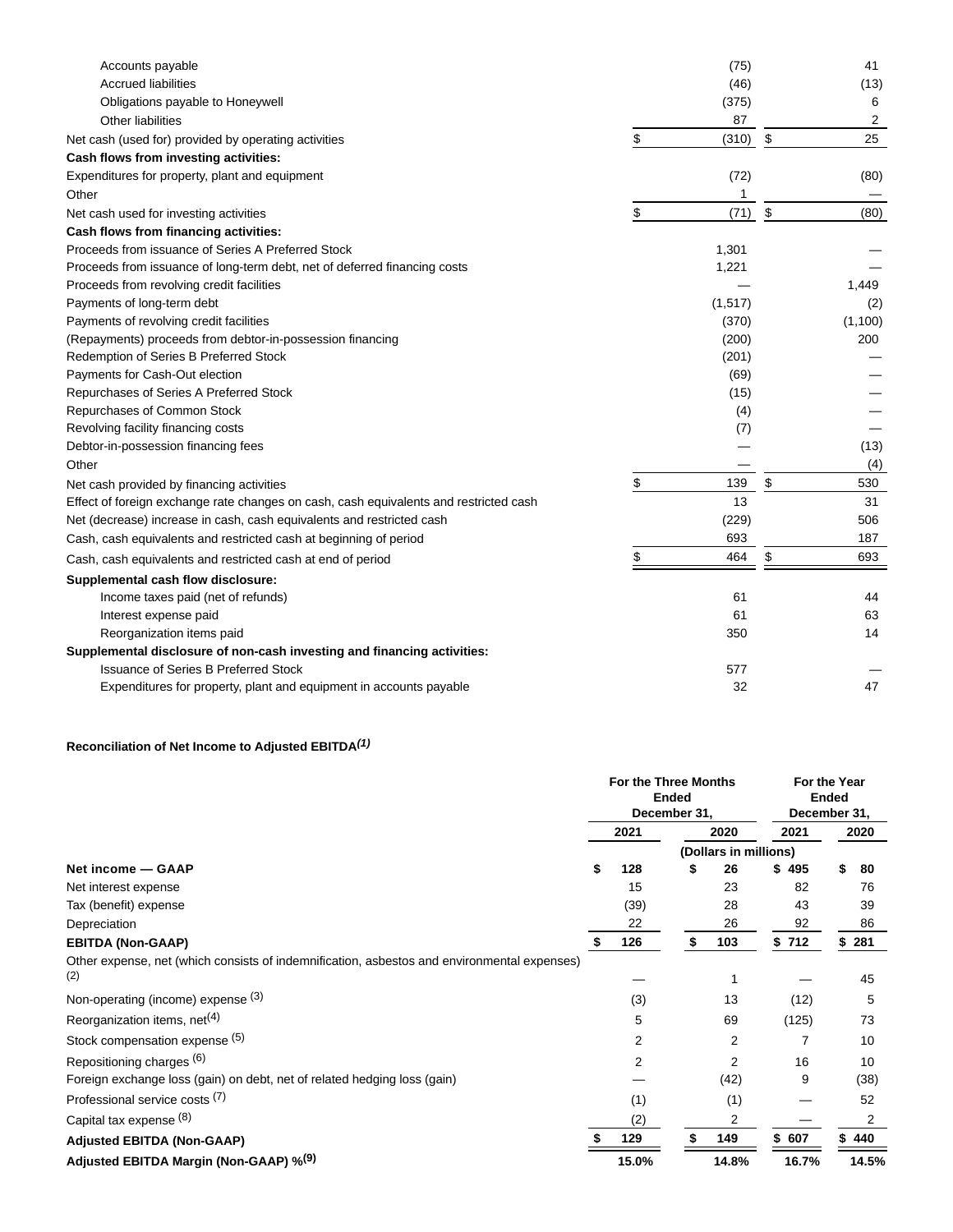| | | |
|---|---|---|
| Accounts payable | (75) | 41 |
| Accrued liabilities | (46) | (13) |
| Obligations payable to Honeywell | (375) | 6 |
| Other liabilities | 87 | 2 |
| Net cash (used for) provided by operating activities | $ (310) | $ 25 |
| **Cash flows from investing activities:** | | |
| Expenditures for property, plant and equipment | (72) | (80) |
| Other | 1 | — |
| Net cash used for investing activities | $ (71) | $ (80) |
| **Cash flows from financing activities:** | | |
| Proceeds from issuance of Series A Preferred Stock | 1,301 | — |
| Proceeds from issuance of long-term debt, net of deferred financing costs | 1,221 | — |
| Proceeds from revolving credit facilities | — | 1,449 |
| Payments of long-term debt | (1,517) | (2) |
| Payments of revolving credit facilities | (370) | (1,100) |
| (Repayments) proceeds from debtor-in-possession financing | (200) | 200 |
| Redemption of Series B Preferred Stock | (201) | — |
| Payments for Cash-Out election | (69) | — |
| Repurchases of Series A Preferred Stock | (15) | — |
| Repurchases of Common Stock | (4) | — |
| Revolving facility financing costs | (7) | — |
| Debtor-in-possession financing fees | — | (13) |
| Other | — | (4) |
| Net cash provided by financing activities | $ 139 | $ 530 |
| Effect of foreign exchange rate changes on cash, cash equivalents and restricted cash | 13 | 31 |
| Net (decrease) increase in cash, cash equivalents and restricted cash | (229) | 506 |
| Cash, cash equivalents and restricted cash at beginning of period | 693 | 187 |
| Cash, cash equivalents and restricted cash at end of period | $ 464 | $ 693 |
| **Supplemental cash flow disclosure:** | | |
| Income taxes paid (net of refunds) | 61 | 44 |
| Interest expense paid | 61 | 63 |
| Reorganization items paid | 350 | 14 |
| **Supplemental disclosure of non-cash investing and financing activities:** | | |
| Issuance of Series B Preferred Stock | 577 | — |
| Expenditures for property, plant and equipment in accounts payable | 32 | 47 |

**Reconciliation of Net Income to Adjusted EBITDA*(1)***

| | For the Three Months Ended December 31, | | For the Year Ended December 31, | |
|---|---|---|---|---|
| | 2021 | 2020 | 2021 | 2020 |
| | (Dollars in millions) | | | |
| **Net income — GAAP** | **$ 128** | **$ 26** | **$ 495** | **$ 80** |
| Net interest expense | 15 | 23 | 82 | 76 |
| Tax (benefit) expense | (39) | 28 | 43 | 39 |
| Depreciation | 22 | 26 | 92 | 86 |
| **EBITDA (Non-GAAP)** | **$ 126** | **$ 103** | **$ 712** | **$ 281** |
| Other expense, net (which consists of indemnification, asbestos and environmental expenses) (2) | — | 1 | — | 45 |
| Non-operating (income) expense (3) | (3) | 13 | (12) | 5 |
| Reorganization items, net(4) | 5 | 69 | (125) | 73 |
| Stock compensation expense (5) | 2 | 2 | 7 | 10 |
| Repositioning charges (6) | 2 | 2 | 16 | 10 |
| Foreign exchange loss (gain) on debt, net of related hedging loss (gain) | — | (42) | 9 | (38) |
| Professional service costs (7) | (1) | (1) | — | 52 |
| Capital tax expense (8) | (2) | 2 | — | 2 |
| **Adjusted EBITDA (Non-GAAP)** | **$ 129** | **$ 149** | **$ 607** | **$ 440** |
| **Adjusted EBITDA Margin (Non-GAAP) %(9)** | **15.0%** | **14.8%** | **16.7%** | **14.5%** |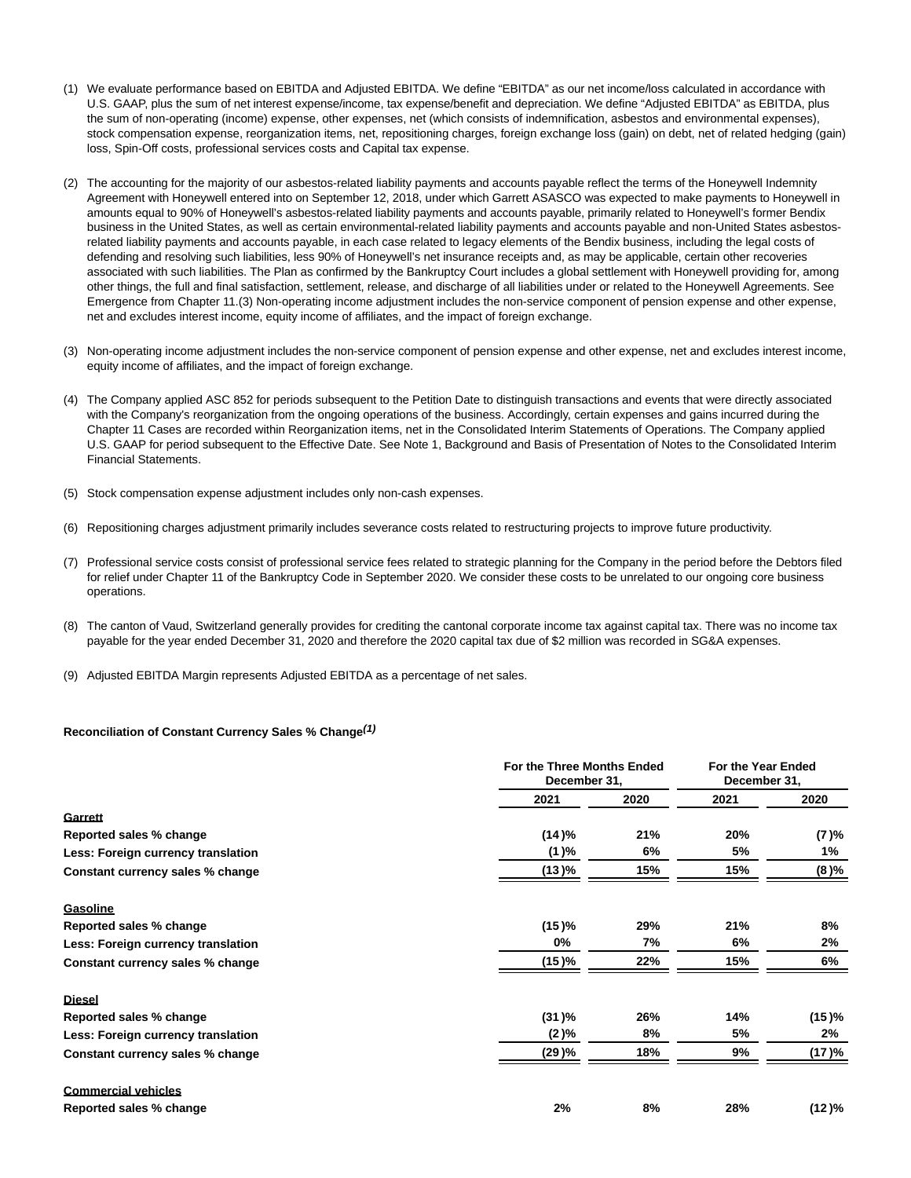(1) We evaluate performance based on EBITDA and Adjusted EBITDA. We define "EBITDA" as our net income/loss calculated in accordance with U.S. GAAP, plus the sum of net interest expense/income, tax expense/benefit and depreciation. We define "Adjusted EBITDA" as EBITDA, plus the sum of non-operating (income) expense, other expenses, net (which consists of indemnification, asbestos and environmental expenses), stock compensation expense, reorganization items, net, repositioning charges, foreign exchange loss (gain) on debt, net of related hedging (gain) loss, Spin-Off costs, professional services costs and Capital tax expense.

(2) The accounting for the majority of our asbestos-related liability payments and accounts payable reflect the terms of the Honeywell Indemnity Agreement with Honeywell entered into on September 12, 2018, under which Garrett ASASCO was expected to make payments to Honeywell in amounts equal to 90% of Honeywell's asbestos-related liability payments and accounts payable, primarily related to Honeywell's former Bendix business in the United States, as well as certain environmental-related liability payments and accounts payable and non-United States asbestos-related liability payments and accounts payable, in each case related to legacy elements of the Bendix business, including the legal costs of defending and resolving such liabilities, less 90% of Honeywell's net insurance receipts and, as may be applicable, certain other recoveries associated with such liabilities. The Plan as confirmed by the Bankruptcy Court includes a global settlement with Honeywell providing for, among other things, the full and final satisfaction, settlement, release, and discharge of all liabilities under or related to the Honeywell Agreements. See Emergence from Chapter 11.(3) Non-operating income adjustment includes the non-service component of pension expense and other expense, net and excludes interest income, equity income of affiliates, and the impact of foreign exchange.

(3) Non-operating income adjustment includes the non-service component of pension expense and other expense, net and excludes interest income, equity income of affiliates, and the impact of foreign exchange.

(4) The Company applied ASC 852 for periods subsequent to the Petition Date to distinguish transactions and events that were directly associated with the Company's reorganization from the ongoing operations of the business. Accordingly, certain expenses and gains incurred during the Chapter 11 Cases are recorded within Reorganization items, net in the Consolidated Interim Statements of Operations. The Company applied U.S. GAAP for period subsequent to the Effective Date. See Note 1, Background and Basis of Presentation of Notes to the Consolidated Interim Financial Statements.

(5) Stock compensation expense adjustment includes only non-cash expenses.

(6) Repositioning charges adjustment primarily includes severance costs related to restructuring projects to improve future productivity.

(7) Professional service costs consist of professional service fees related to strategic planning for the Company in the period before the Debtors filed for relief under Chapter 11 of the Bankruptcy Code in September 2020. We consider these costs to be unrelated to our ongoing core business operations.

(8) The canton of Vaud, Switzerland generally provides for crediting the cantonal corporate income tax against capital tax. There was no income tax payable for the year ended December 31, 2020 and therefore the 2020 capital tax due of $2 million was recorded in SG&A expenses.

(9) Adjusted EBITDA Margin represents Adjusted EBITDA as a percentage of net sales.

**Reconciliation of Constant Currency Sales % Change*(1)***

| | For the Three Months Ended December 31, | | For the Year Ended December 31, | |
|---|---|---|---|---|
| | 2021 | 2020 | 2021 | 2020 |
| **Garrett** | | | | |
| **Reported sales % change** | **(14)%** | **21%** | **20%** | **(7)%** |
| **Less: Foreign currency translation** | **(1)%** | **6%** | **5%** | **1%** |
| **Constant currency sales % change** | **(13)%** | **15%** | **15%** | **(8)%** |
| **Gasoline** | | | | |
| **Reported sales % change** | **(15)%** | **29%** | **21%** | **8%** |
| **Less: Foreign currency translation** | **0%** | **7%** | **6%** | **2%** |
| **Constant currency sales % change** | **(15)%** | **22%** | **15%** | **6%** |
| **Diesel** | | | | |
| **Reported sales % change** | **(31)%** | **26%** | **14%** | **(15)%** |
| **Less: Foreign currency translation** | **(2)%** | **8%** | **5%** | **2%** |
| **Constant currency sales % change** | **(29)%** | **18%** | **9%** | **(17)%** |
| **Commercial vehicles** | | | | |
| **Reported sales % change** | **2%** | **8%** | **28%** | **(12)%** |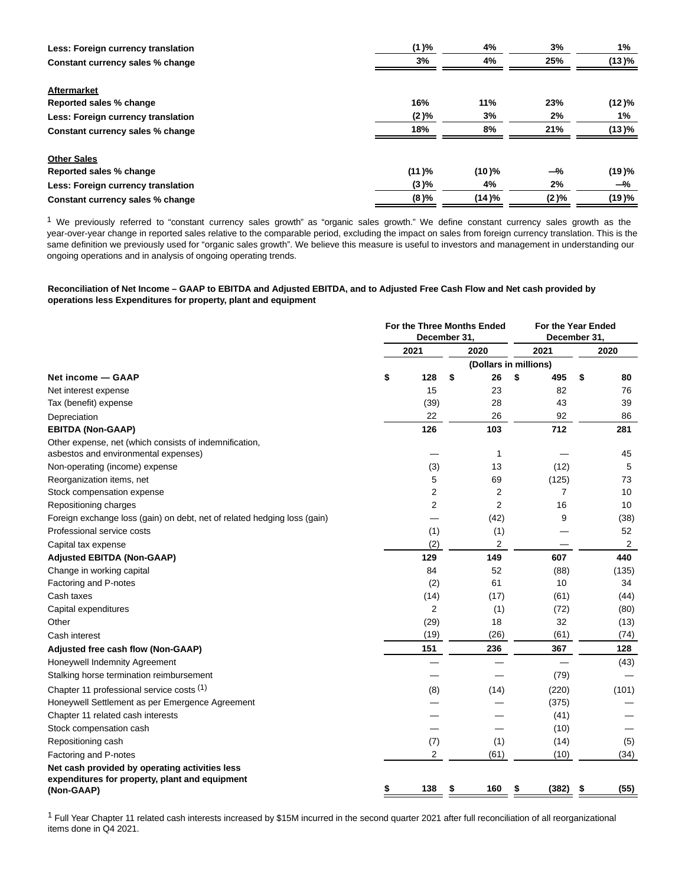| | | | | |
|---|---|---|---|---|
| **Less: Foreign currency translation** | **(1)%** | **4%** | **3%** | **1%** |
| **Constant currency sales % change** | **3%** | **4%** | **25%** | **(13)%** |
| | | | | |
| **Aftermarket** | | | | |
| **Reported sales % change** | **16%** | **11%** | **23%** | **(12)%** |
| **Less: Foreign currency translation** | **(2)%** | **3%** | **2%** | **1%** |
| **Constant currency sales % change** | **18%** | **8%** | **21%** | **(13)%** |
| | | | | |
| **Other Sales** | | | | |
| **Reported sales % change** | **(11)%** | **(10)%** | **—%** | **(19)%** |
| **Less: Foreign currency translation** | **(3)%** | **4%** | **2%** | **—%** |
| **Constant currency sales % change** | **(8)%** | **(14)%** | **(2)%** | **(19)%** |

[1] We previously referred to "constant currency sales growth" as "organic sales growth." We define constant currency sales growth as the year-over-year change in reported sales relative to the comparable period, excluding the impact on sales from foreign currency translation. This is the same definition we previously used for "organic sales growth". We believe this measure is useful to investors and management in understanding our ongoing operations and in analysis of ongoing operating trends.

**Reconciliation of Net Income – GAAP to EBITDA and Adjusted EBITDA, and to Adjusted Free Cash Flow and Net cash provided by operations less Expenditures for property, plant and equipment**

| | For the Three Months Ended December 31, | | For the Year Ended December 31, | |
|---|---|---|---|---|
| | 2021 | 2020 | 2021 | 2020 |
| | (Dollars in millions) | | | |
| **Net income — GAAP** | $ 128 | $ 26 | $ 495 | $ 80 |
| Net interest expense | 15 | 23 | 82 | 76 |
| Tax (benefit) expense | (39) | 28 | 43 | 39 |
| Depreciation | 22 | 26 | 92 | 86 |
| **EBITDA (Non-GAAP)** | 126 | 103 | 712 | 281 |
| Other expense, net (which consists of indemnification, asbestos and environmental expenses) | — | 1 | — | 45 |
| Non-operating (income) expense | (3) | 13 | (12) | 5 |
| Reorganization items, net | 5 | 69 | (125) | 73 |
| Stock compensation expense | 2 | 2 | 7 | 10 |
| Repositioning charges | 2 | 2 | 16 | 10 |
| Foreign exchange loss (gain) on debt, net of related hedging loss (gain) | — | (42) | 9 | (38) |
| Professional service costs | (1) | (1) | — | 52 |
| Capital tax expense | (2) | 2 | — | 2 |
| **Adjusted EBITDA (Non-GAAP)** | 129 | 149 | 607 | 440 |
| Change in working capital | 84 | 52 | (88) | (135) |
| Factoring and P-notes | (2) | 61 | 10 | 34 |
| Cash taxes | (14) | (17) | (61) | (44) |
| Capital expenditures | 2 | (1) | (72) | (80) |
| Other | (29) | 18 | 32 | (13) |
| Cash interest | (19) | (26) | (61) | (74) |
| **Adjusted free cash flow (Non-GAAP)** | 151 | 236 | 367 | 128 |
| Honeywell Indemnity Agreement | — | — | — | (43) |
| Stalking horse termination reimbursement | — | — | (79) | — |
| Chapter 11 professional service costs [1] | (8) | (14) | (220) | (101) |
| Honeywell Settlement as per Emergence Agreement | — | — | (375) | — |
| Chapter 11 related cash interests | — | — | (41) | — |
| Stock compensation cash | — | — | (10) | — |
| Repositioning cash | (7) | (1) | (14) | (5) |
| Factoring and P-notes | 2 | (61) | (10) | (34) |
| **Net cash provided by operating activities less expenditures for property, plant and equipment (Non-GAAP)** | $ 138 | $ 160 | $ (382) | $ (55) |

[1] Full Year Chapter 11 related cash interests increased by $15M incurred in the second quarter 2021 after full reconciliation of all reorganizational items done in Q4 2021.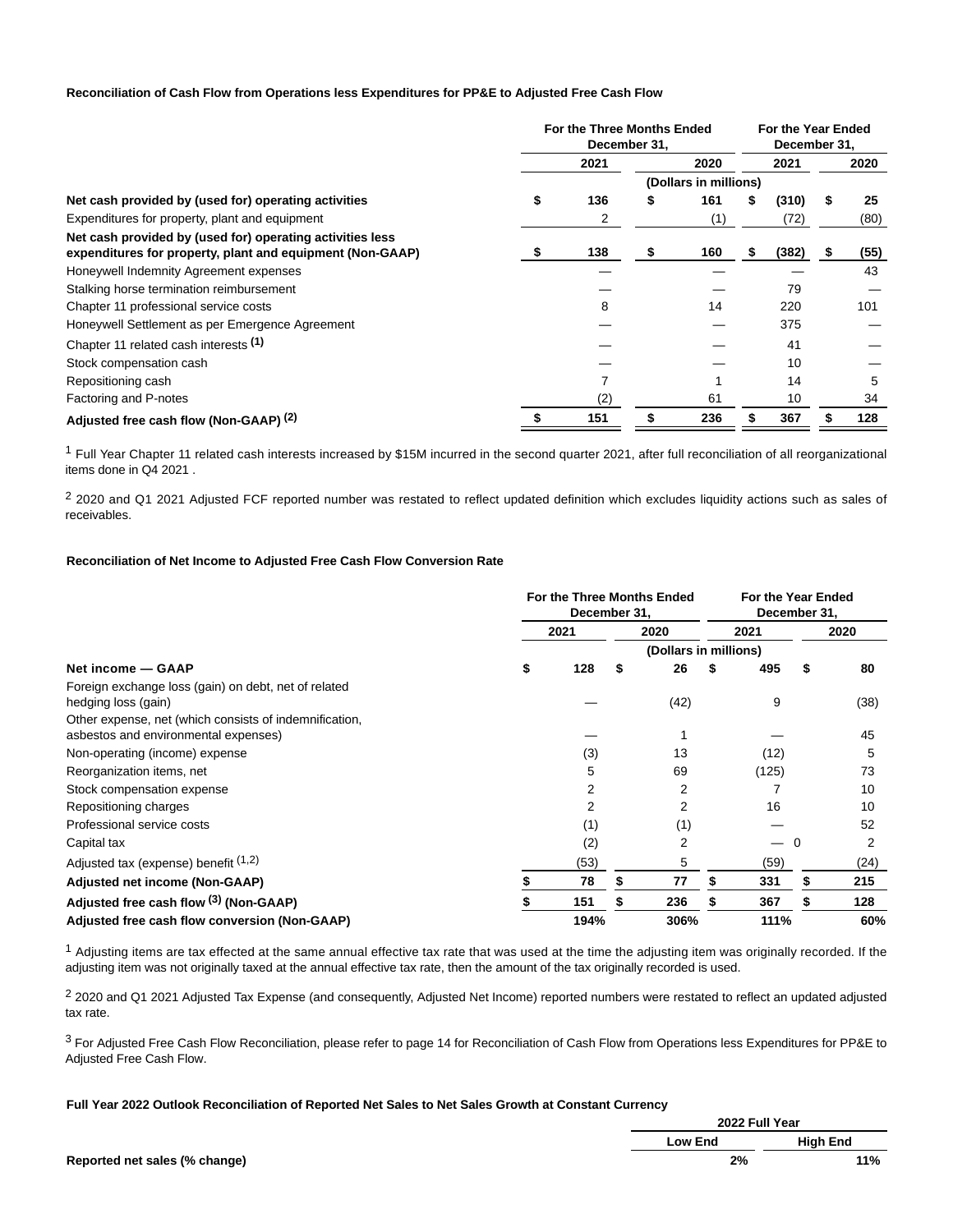**Reconciliation of Cash Flow from Operations less Expenditures for PP&E to Adjusted Free Cash Flow**

| | For the Three Months Ended December 31, | | For the Year Ended December 31, | |
|---|---|---|---|---|
| | 2021 | 2020 | 2021 | 2020 |
| | (Dollars in millions) | | | |
| **Net cash provided by (used for) operating activities** | $ 136 | $ 161 | $ (310) | $ 25 |
| Expenditures for property, plant and equipment | 2 | (1) | (72) | (80) |
| **Net cash provided by (used for) operating activities less expenditures for property, plant and equipment (Non-GAAP)** | $ 138 | $ 160 | $ (382) | $ (55) |
| Honeywell Indemnity Agreement expenses | — | — | — | 43 |
| Stalking horse termination reimbursement | — | — | 79 | — |
| Chapter 11 professional service costs | 8 | 14 | 220 | 101 |
| Honeywell Settlement as per Emergence Agreement | — | — | 375 | — |
| Chapter 11 related cash interests [(1)] | — | — | 41 | — |
| Stock compensation cash | — | — | 10 | — |
| Repositioning cash | 7 | 1 | 14 | 5 |
| Factoring and P-notes | (2) | 61 | 10 | 34 |
| **Adjusted free cash flow (Non-GAAP) [(2)]** | $ 151 | $ 236 | $ 367 | $ 128 |

[1] Full Year Chapter 11 related cash interests increased by $15M incurred in the second quarter 2021, after full reconciliation of all reorganizational items done in Q4 2021 .

[2] 2020 and Q1 2021 Adjusted FCF reported number was restated to reflect updated definition which excludes liquidity actions such as sales of receivables.

**Reconciliation of Net Income to Adjusted Free Cash Flow Conversion Rate**

| | For the Three Months Ended December 31, | | For the Year Ended December 31, | |
|---|---|---|---|---|
| | 2021 | 2020 | 2021 | 2020 |
| | (Dollars in millions) | | | |
| **Net income — GAAP** | $ 128 | $ 26 | $ 495 | $ 80 |
| Foreign exchange loss (gain) on debt, net of related hedging loss (gain) | — | (42) | 9 | (38) |
| Other expense, net (which consists of indemnification, asbestos and environmental expenses) | — | 1 | — | 45 |
| Non-operating (income) expense | (3) | 13 | (12) | 5 |
| Reorganization items, net | 5 | 69 | (125) | 73 |
| Stock compensation expense | 2 | 2 | 7 | 10 |
| Repositioning charges | 2 | 2 | 16 | 10 |
| Professional service costs | (1) | (1) | — | 52 |
| Capital tax | (2) | 2 | — 0 | 2 |
| Adjusted tax (expense) benefit [(1,2)] | (53) | 5 | (59) | (24) |
| **Adjusted net income (Non-GAAP)** | $ 78 | $ 77 | $ 331 | $ 215 |
| **Adjusted free cash flow [(3)] (Non-GAAP)** | $ 151 | $ 236 | $ 367 | $ 128 |
| **Adjusted free cash flow conversion (Non-GAAP)** | 194% | 306% | 111% | 60% |

[1] Adjusting items are tax effected at the same annual effective tax rate that was used at the time the adjusting item was originally recorded. If the adjusting item was not originally taxed at the annual effective tax rate, then the amount of the tax originally recorded is used.

[2] 2020 and Q1 2021 Adjusted Tax Expense (and consequently, Adjusted Net Income) reported numbers were restated to reflect an updated adjusted tax rate.

[3] For Adjusted Free Cash Flow Reconciliation, please refer to page 14 for Reconciliation of Cash Flow from Operations less Expenditures for PP&E to Adjusted Free Cash Flow.

**Full Year 2022 Outlook Reconciliation of Reported Net Sales to Net Sales Growth at Constant Currency**

| | 2022 Full Year | |
|---|---|---|
| | Low End | High End |
| **Reported net sales (% change)** | 2% | 11% |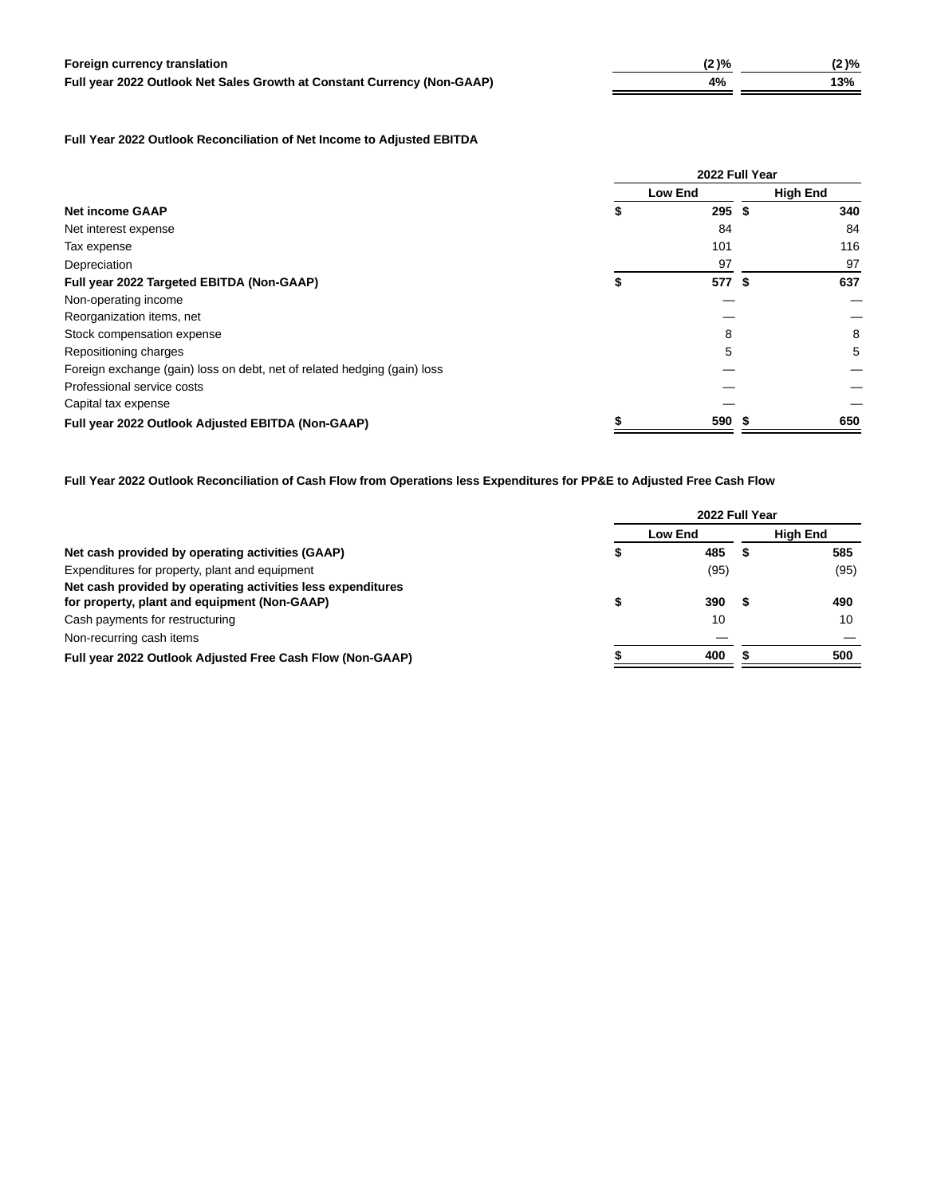| | | |
|---|---|---|
| **Foreign currency translation** | **(2 )%** | **(2 )%** |
| **Full year 2022 Outlook Net Sales Growth at Constant Currency (Non-GAAP)** | **4%** | **13%** |

**Full Year 2022 Outlook Reconciliation of Net Income to Adjusted EBITDA**

| | 2022 Full Year | |
|---|---|---|
| | Low End | High End |
| **Net income GAAP** | **$ 295** | **$ 340** |
| Net interest expense | 84 | 84 |
| Tax expense | 101 | 116 |
| Depreciation | 97 | 97 |
| **Full year 2022 Targeted EBITDA (Non-GAAP)** | **$ 577** | **$ 637** |
| Non-operating income | — | — |
| Reorganization items, net | — | — |
| Stock compensation expense | 8 | 8 |
| Repositioning charges | 5 | 5 |
| Foreign exchange (gain) loss on debt, net of related hedging (gain) loss | — | — |
| Professional service costs | — | — |
| Capital tax expense | — | — |
| **Full year 2022 Outlook Adjusted EBITDA (Non-GAAP)** | **$ 590** | **$ 650** |

**Full Year 2022 Outlook Reconciliation of Cash Flow from Operations less Expenditures for PP&E to Adjusted Free Cash Flow**

| | 2022 Full Year | |
|---|---|---|
| | Low End | High End |
| **Net cash provided by operating activities (GAAP)** | **$ 485** | **$ 585** |
| Expenditures for property, plant and equipment | (95) | (95) |
| **Net cash provided by operating activities less expenditures for property, plant and equipment (Non-GAAP)** | **$ 390** | **$ 490** |
| Cash payments for restructuring | 10 | 10 |
| Non-recurring cash items | — | — |
| **Full year 2022 Outlook Adjusted Free Cash Flow (Non-GAAP)** | **$ 400** | **$ 500** |